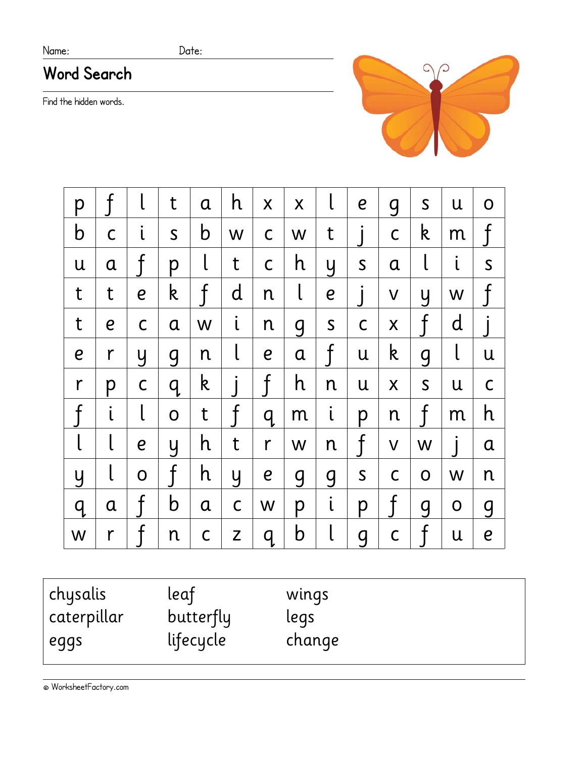Name: Date:

# Word Search

Find the hidden words.

| | | | | | | | | | | | | | |
|---|---|---|---|---|---|---|---|---|---|---|---|---|---|
| p | f | l | t | a | h | x | x | l | e | g | s | u | o |
| b | c | i | s | b | w | c | w | t | j | c | k | m | f |
| u | a | f | p | l | t | c | h | y | s | a | l | i | s |
| t | t | e | k | f | d | n | l | e | j | v | y | w | f |
| t | e | c | a | w | i | n | g | s | c | x | f | d | j |
| e | r | y | g | n | l | e | a | f | u | k | g | l | u |
| r | p | c | q | k | j | f | h | n | u | x | s | u | c |
| f | i | l | o | t | f | q | m | i | p | n | f | m | h |
| l | l | e | y | h | t | r | w | n | f | v | w | j | a |
| y | l | o | f | h | y | e | g | g | s | c | o | w | n |
| q | a | f | b | a | c | w | p | i | p | f | g | o | g |
| w | r | f | n | c | z | q | b | l | g | c | f | u | e |

| | | |
|---|---|---|
| chysalis | leaf | wings |
| caterpillar | butterfly | legs |
| eggs | lifecycle | change |

© WorksheetFactory.com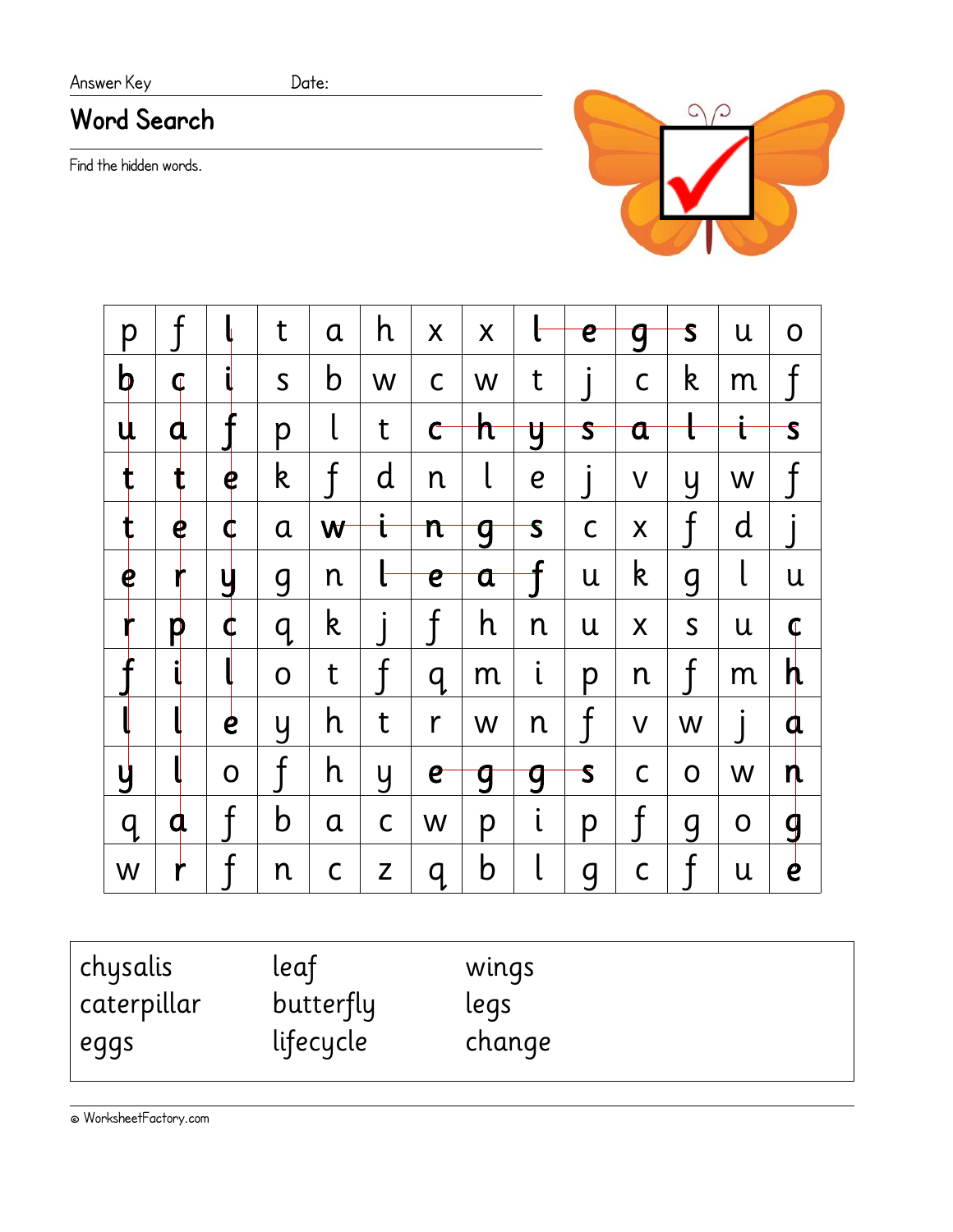Answer Key Date:

# Word Search

Find the hidden words.

| | | | | | | | | | | | | | |
|---|---|---|---|---|---|---|---|---|---|---|---|---|---|
| p | f | l | t | a | h | x | x | l | e | g | s | u | o |
| b | c | i | s | b | w | c | w | t | j | c | k | m | f |
| u | a | f | p | l | t | c | h | y | s | a | l | i | s |
| t | t | e | k | f | d | n | l | e | j | v | y | w | f |
| t | e | c | a | w | i | n | g | s | c | x | f | d | j |
| e | r | y | g | n | l | e | a | f | u | k | g | l | u |
| r | p | c | q | k | j | f | h | n | u | x | s | u | c |
| f | i | l | o | t | f | q | m | i | p | n | f | m | h |
| l | l | e | y | h | t | r | w | n | f | v | w | j | a |
| y | l | o | f | h | y | e | g | g | s | c | o | w | n |
| q | a | f | b | a | c | w | p | i | p | f | g | o | g |
| w | r | f | n | c | z | q | b | l | g | c | f | u | e |

| | | |
|---|---|---|
| chysalis | leaf | wings |
| caterpillar | butterfly | legs |
| eggs | lifecycle | change |

© WorksheetFactory.com